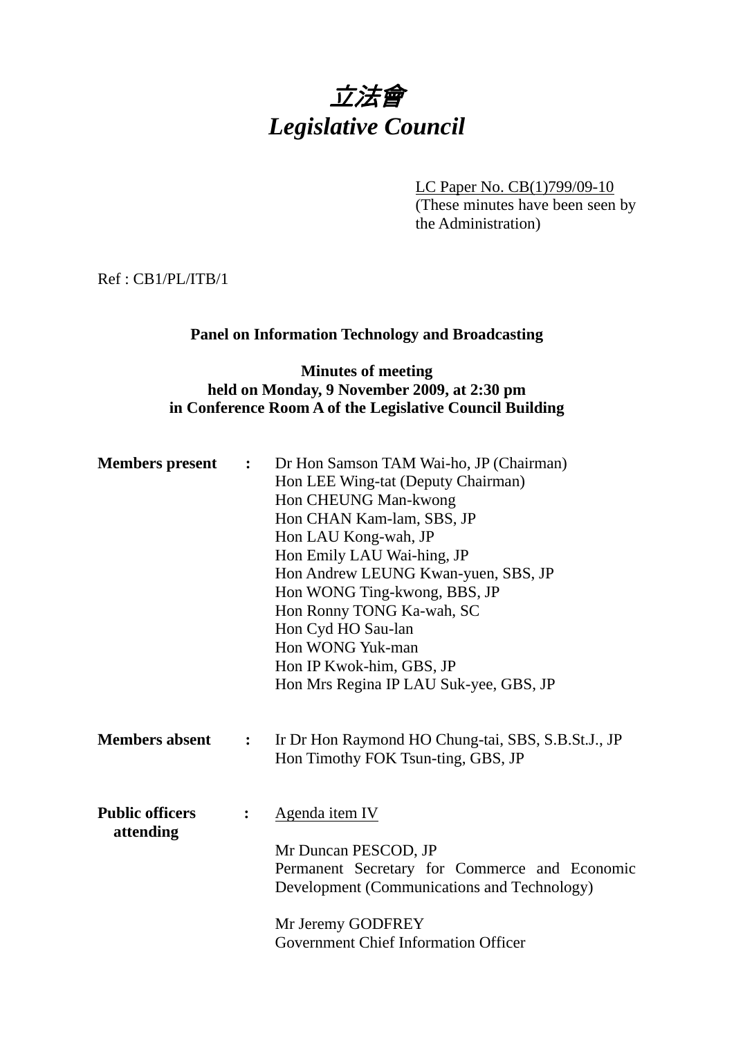# 立法會
# *Legislative Council*

LC Paper No. CB(1)799/09-10
(These minutes have been seen by the Administration)

Ref : CB1/PL/ITB/1

**Panel on Information Technology and Broadcasting**

**Minutes of meeting**
**held on Monday, 9 November 2009, at 2:30 pm**
**in Conference Room A of the Legislative Council Building**

**Members present** :
Dr Hon Samson TAM Wai-ho, JP (Chairman)
Hon LEE Wing-tat (Deputy Chairman)
Hon CHEUNG Man-kwong
Hon CHAN Kam-lam, SBS, JP
Hon LAU Kong-wah, JP
Hon Emily LAU Wai-hing, JP
Hon Andrew LEUNG Kwan-yuen, SBS, JP
Hon WONG Ting-kwong, BBS, JP
Hon Ronny TONG Ka-wah, SC
Hon Cyd HO Sau-lan
Hon WONG Yuk-man
Hon IP Kwok-him, GBS, JP
Hon Mrs Regina IP LAU Suk-yee, GBS, JP

**Members absent** :
Ir Dr Hon Raymond HO Chung-tai, SBS, S.B.St.J., JP
Hon Timothy FOK Tsun-ting, GBS, JP

**Public officers attending** :
Agenda item IV

Mr Duncan PESCOD, JP
Permanent Secretary for Commerce and Economic Development (Communications and Technology)

Mr Jeremy GODFREY
Government Chief Information Officer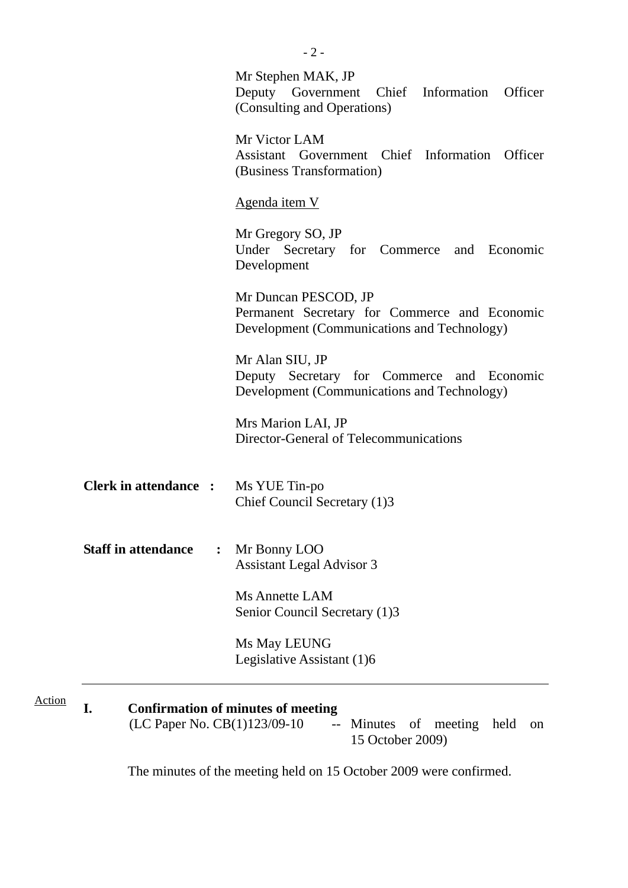Mr Stephen MAK, JP
Deputy Government Chief Information Officer (Consulting and Operations)

Mr Victor LAM
Assistant Government Chief Information Officer (Business Transformation)

Agenda item V

Mr Gregory SO, JP
Under Secretary for Commerce and Economic Development

Mr Duncan PESCOD, JP
Permanent Secretary for Commerce and Economic Development (Communications and Technology)

Mr Alan SIU, JP
Deputy Secretary for Commerce and Economic Development (Communications and Technology)

Mrs Marion LAI, JP
Director-General of Telecommunications

**Clerk in attendance :** Ms YUE Tin-po
Chief Council Secretary (1)3

**Staff in attendance :** Mr Bonny LOO
Assistant Legal Advisor 3

Ms Annette LAM
Senior Council Secretary (1)3

Ms May LEUNG
Legislative Assistant (1)6

---

Action

## I. Confirmation of minutes of meeting

(LC Paper No. CB(1)123/09-10 -- Minutes of meeting held on 15 October 2009)

The minutes of the meeting held on 15 October 2009 were confirmed.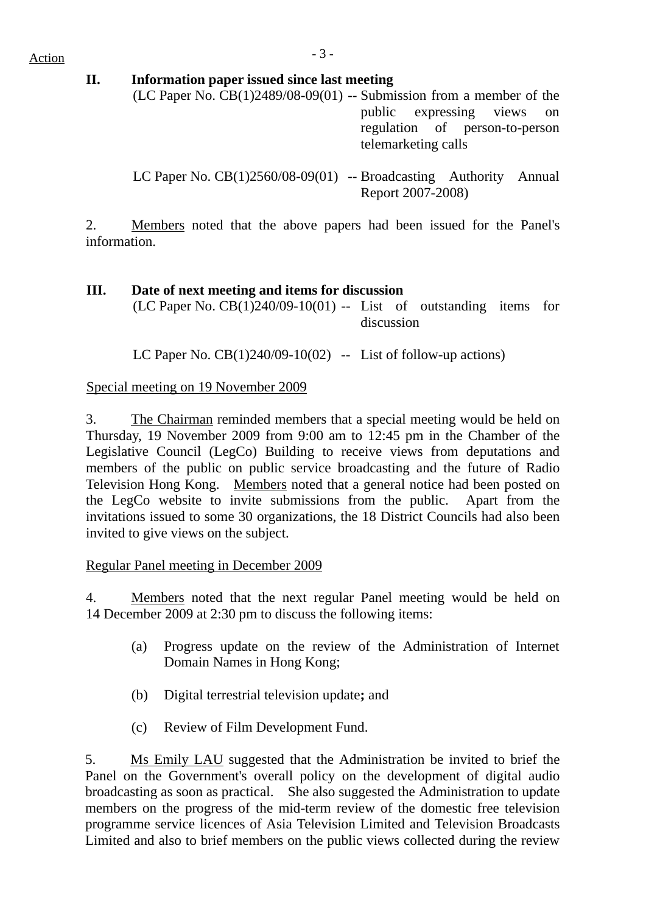Action

## II. Information paper issued since last meeting

(LC Paper No. CB(1)2489/08-09(01) -- Submission from a member of the public expressing views on regulation of person-to-person telemarketing calls

LC Paper No. CB(1)2560/08-09(01) -- Broadcasting Authority Annual Report 2007-2008)

2. Members noted that the above papers had been issued for the Panel's information.

## III. Date of next meeting and items for discussion

(LC Paper No. CB(1)240/09-10(01) -- List of outstanding items for discussion

LC Paper No. CB(1)240/09-10(02) -- List of follow-up actions)

Special meeting on 19 November 2009

3. The Chairman reminded members that a special meeting would be held on Thursday, 19 November 2009 from 9:00 am to 12:45 pm in the Chamber of the Legislative Council (LegCo) Building to receive views from deputations and members of the public on public service broadcasting and the future of Radio Television Hong Kong. Members noted that a general notice had been posted on the LegCo website to invite submissions from the public. Apart from the invitations issued to some 30 organizations, the 18 District Councils had also been invited to give views on the subject.

Regular Panel meeting in December 2009

4. Members noted that the next regular Panel meeting would be held on 14 December 2009 at 2:30 pm to discuss the following items:

(a) Progress update on the review of the Administration of Internet Domain Names in Hong Kong;

(b) Digital terrestrial television update**;** and

(c) Review of Film Development Fund.

5. Ms Emily LAU suggested that the Administration be invited to brief the Panel on the Government's overall policy on the development of digital audio broadcasting as soon as practical. She also suggested the Administration to update members on the progress of the mid-term review of the domestic free television programme service licences of Asia Television Limited and Television Broadcasts Limited and also to brief members on the public views collected during the review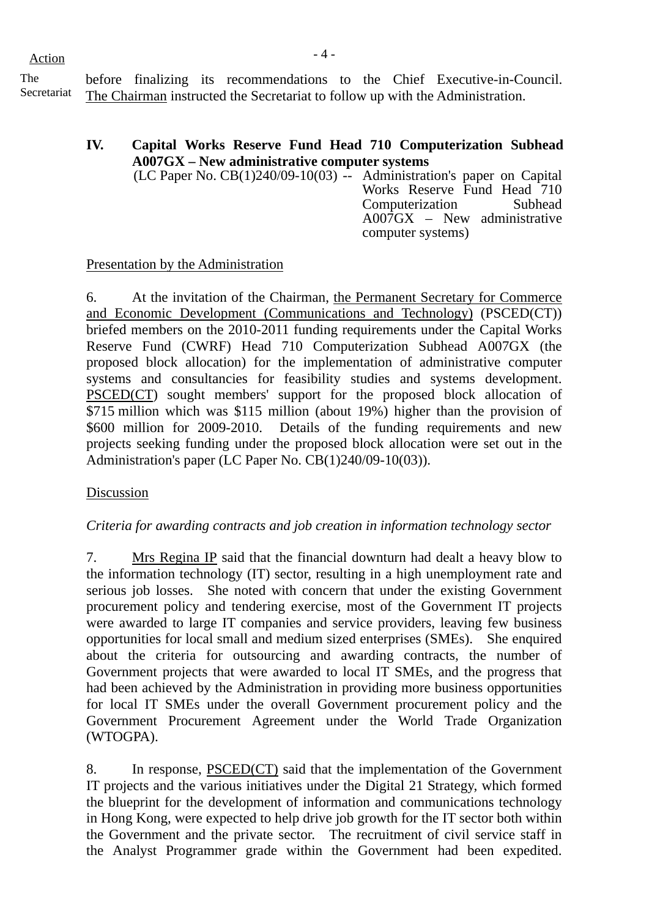Action

The Secretariat

before finalizing its recommendations to the Chief Executive-in-Council. The Chairman instructed the Secretariat to follow up with the Administration.

**IV. Capital Works Reserve Fund Head 710 Computerization Subhead A007GX – New administrative computer systems**

(LC Paper No. CB(1)240/09-10(03) -- Administration's paper on Capital Works Reserve Fund Head 710 Computerization Subhead A007GX – New administrative computer systems)

Presentation by the Administration

6. At the invitation of the Chairman, the Permanent Secretary for Commerce and Economic Development (Communications and Technology) (PSCED(CT)) briefed members on the 2010-2011 funding requirements under the Capital Works Reserve Fund (CWRF) Head 710 Computerization Subhead A007GX (the proposed block allocation) for the implementation of administrative computer systems and consultancies for feasibility studies and systems development. PSCED(CT) sought members' support for the proposed block allocation of $715 million which was $115 million (about 19%) higher than the provision of $600 million for 2009-2010. Details of the funding requirements and new projects seeking funding under the proposed block allocation were set out in the Administration's paper (LC Paper No. CB(1)240/09-10(03)).

Discussion

*Criteria for awarding contracts and job creation in information technology sector*

7. Mrs Regina IP said that the financial downturn had dealt a heavy blow to the information technology (IT) sector, resulting in a high unemployment rate and serious job losses. She noted with concern that under the existing Government procurement policy and tendering exercise, most of the Government IT projects were awarded to large IT companies and service providers, leaving few business opportunities for local small and medium sized enterprises (SMEs). She enquired about the criteria for outsourcing and awarding contracts, the number of Government projects that were awarded to local IT SMEs, and the progress that had been achieved by the Administration in providing more business opportunities for local IT SMEs under the overall Government procurement policy and the Government Procurement Agreement under the World Trade Organization (WTOGPA).

8. In response, PSCED(CT) said that the implementation of the Government IT projects and the various initiatives under the Digital 21 Strategy, which formed the blueprint for the development of information and communications technology in Hong Kong, were expected to help drive job growth for the IT sector both within the Government and the private sector. The recruitment of civil service staff in the Analyst Programmer grade within the Government had been expedited.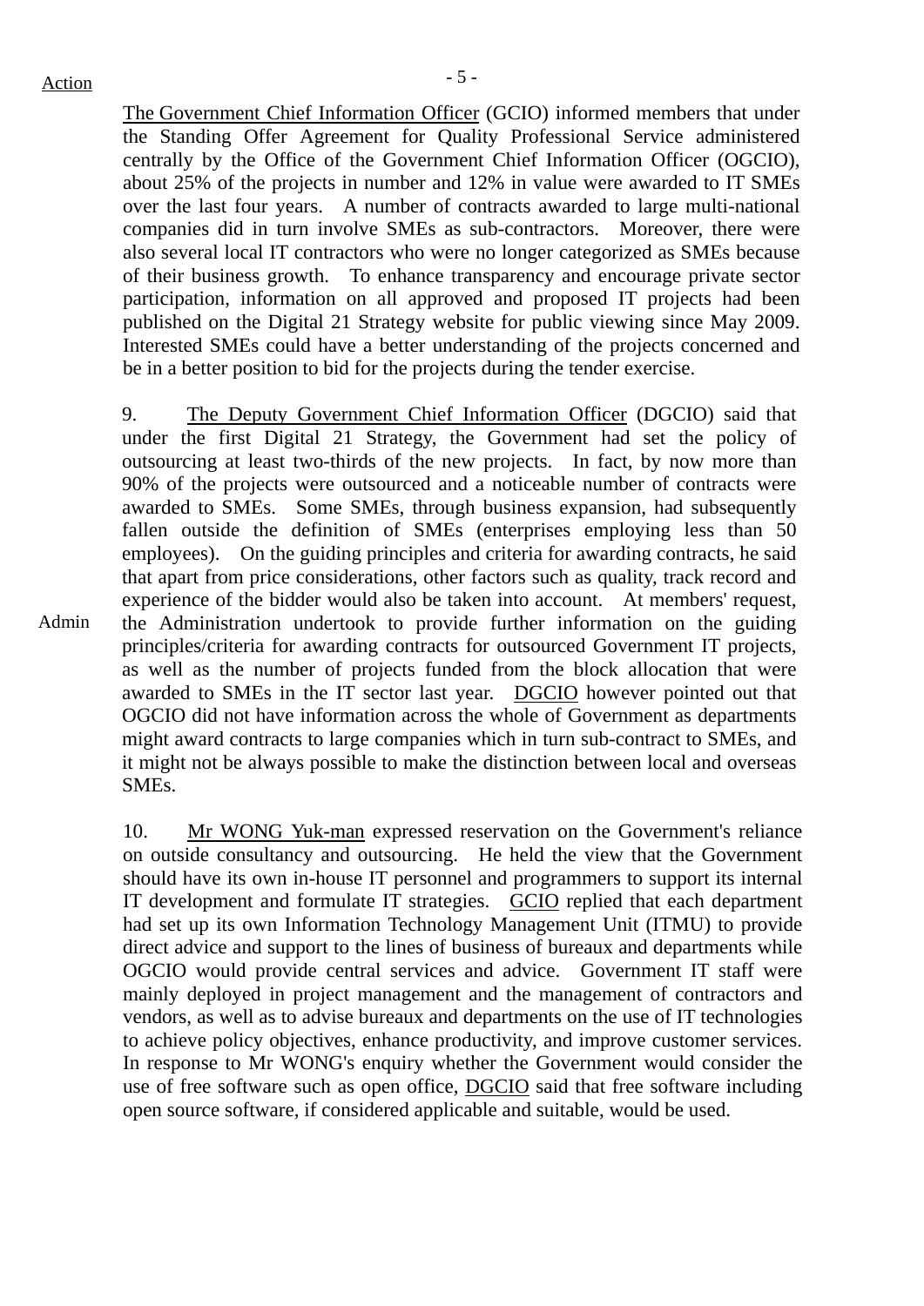Action

The Government Chief Information Officer (GCIO) informed members that under the Standing Offer Agreement for Quality Professional Service administered centrally by the Office of the Government Chief Information Officer (OGCIO), about 25% of the projects in number and 12% in value were awarded to IT SMEs over the last four years. A number of contracts awarded to large multi-national companies did in turn involve SMEs as sub-contractors. Moreover, there were also several local IT contractors who were no longer categorized as SMEs because of their business growth. To enhance transparency and encourage private sector participation, information on all approved and proposed IT projects had been published on the Digital 21 Strategy website for public viewing since May 2009. Interested SMEs could have a better understanding of the projects concerned and be in a better position to bid for the projects during the tender exercise.

9. The Deputy Government Chief Information Officer (DGCIO) said that under the first Digital 21 Strategy, the Government had set the policy of outsourcing at least two-thirds of the new projects. In fact, by now more than 90% of the projects were outsourced and a noticeable number of contracts were awarded to SMEs. Some SMEs, through business expansion, had subsequently fallen outside the definition of SMEs (enterprises employing less than 50 employees). On the guiding principles and criteria for awarding contracts, he said that apart from price considerations, other factors such as quality, track record and experience of the bidder would also be taken into account. At members' request, the Administration undertook to provide further information on the guiding principles/criteria for awarding contracts for outsourced Government IT projects, as well as the number of projects funded from the block allocation that were awarded to SMEs in the IT sector last year. DGCIO however pointed out that OGCIO did not have information across the whole of Government as departments might award contracts to large companies which in turn sub-contract to SMEs, and it might not be always possible to make the distinction between local and overseas SMEs.

Admin

10. Mr WONG Yuk-man expressed reservation on the Government's reliance on outside consultancy and outsourcing. He held the view that the Government should have its own in-house IT personnel and programmers to support its internal IT development and formulate IT strategies. GCIO replied that each department had set up its own Information Technology Management Unit (ITMU) to provide direct advice and support to the lines of business of bureaux and departments while OGCIO would provide central services and advice. Government IT staff were mainly deployed in project management and the management of contractors and vendors, as well as to advise bureaux and departments on the use of IT technologies to achieve policy objectives, enhance productivity, and improve customer services. In response to Mr WONG's enquiry whether the Government would consider the use of free software such as open office, DGCIO said that free software including open source software, if considered applicable and suitable, would be used.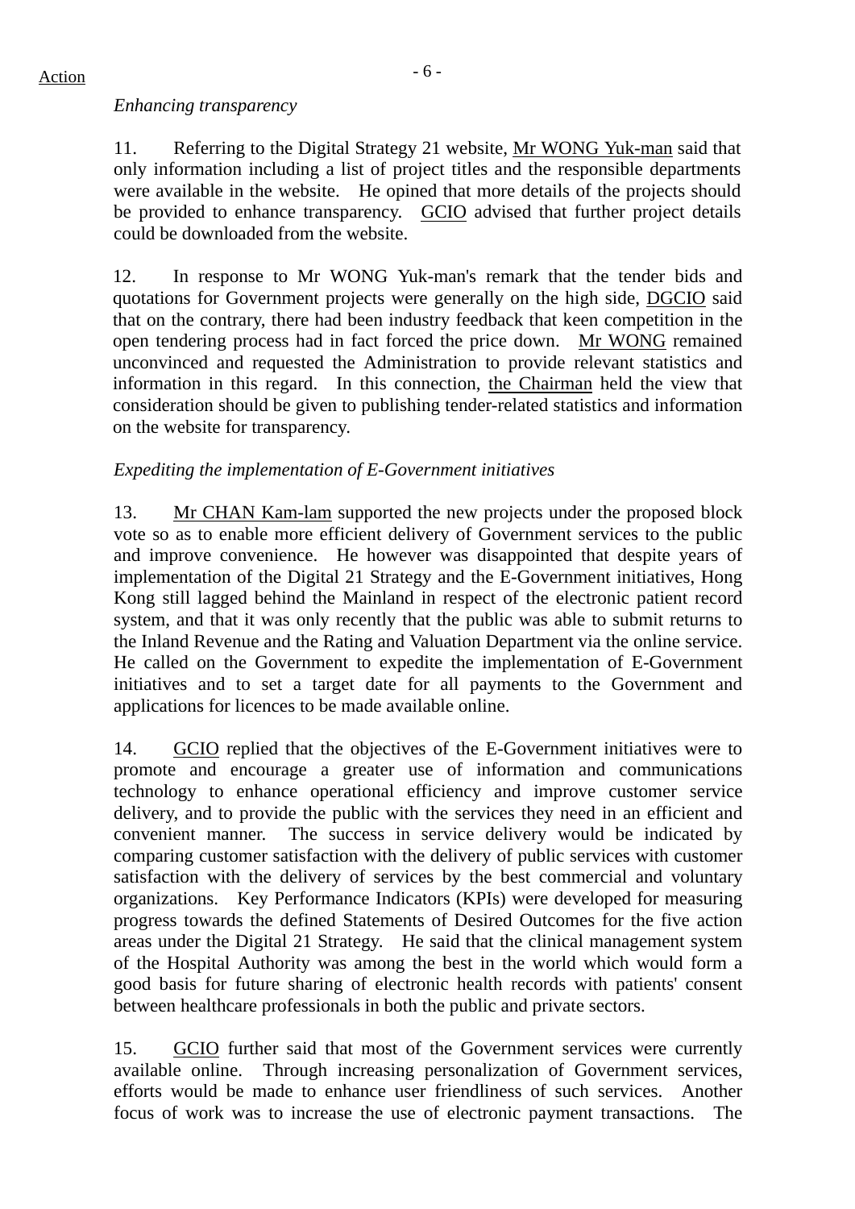Action

*Enhancing transparency*

11. Referring to the Digital Strategy 21 website, Mr WONG Yuk-man said that only information including a list of project titles and the responsible departments were available in the website. He opined that more details of the projects should be provided to enhance transparency. GCIO advised that further project details could be downloaded from the website.

12. In response to Mr WONG Yuk-man's remark that the tender bids and quotations for Government projects were generally on the high side, DGCIO said that on the contrary, there had been industry feedback that keen competition in the open tendering process had in fact forced the price down. Mr WONG remained unconvinced and requested the Administration to provide relevant statistics and information in this regard. In this connection, the Chairman held the view that consideration should be given to publishing tender-related statistics and information on the website for transparency.

*Expediting the implementation of E-Government initiatives*

13. Mr CHAN Kam-lam supported the new projects under the proposed block vote so as to enable more efficient delivery of Government services to the public and improve convenience. He however was disappointed that despite years of implementation of the Digital 21 Strategy and the E-Government initiatives, Hong Kong still lagged behind the Mainland in respect of the electronic patient record system, and that it was only recently that the public was able to submit returns to the Inland Revenue and the Rating and Valuation Department via the online service. He called on the Government to expedite the implementation of E-Government initiatives and to set a target date for all payments to the Government and applications for licences to be made available online.

14. GCIO replied that the objectives of the E-Government initiatives were to promote and encourage a greater use of information and communications technology to enhance operational efficiency and improve customer service delivery, and to provide the public with the services they need in an efficient and convenient manner. The success in service delivery would be indicated by comparing customer satisfaction with the delivery of public services with customer satisfaction with the delivery of services by the best commercial and voluntary organizations. Key Performance Indicators (KPIs) were developed for measuring progress towards the defined Statements of Desired Outcomes for the five action areas under the Digital 21 Strategy. He said that the clinical management system of the Hospital Authority was among the best in the world which would form a good basis for future sharing of electronic health records with patients' consent between healthcare professionals in both the public and private sectors.

15. GCIO further said that most of the Government services were currently available online. Through increasing personalization of Government services, efforts would be made to enhance user friendliness of such services. Another focus of work was to increase the use of electronic payment transactions. The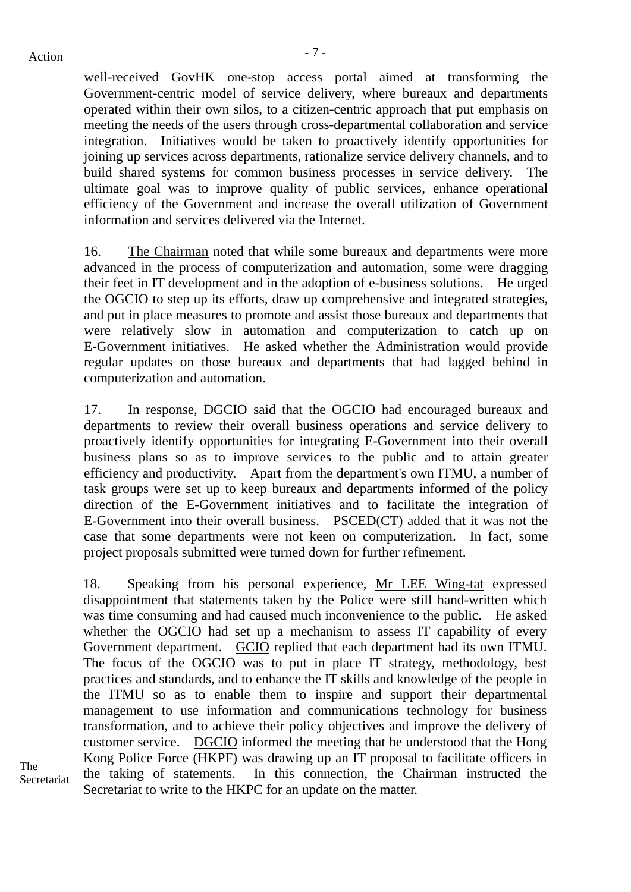Action

well-received GovHK one-stop access portal aimed at transforming the Government-centric model of service delivery, where bureaux and departments operated within their own silos, to a citizen-centric approach that put emphasis on meeting the needs of the users through cross-departmental collaboration and service integration. Initiatives would be taken to proactively identify opportunities for joining up services across departments, rationalize service delivery channels, and to build shared systems for common business processes in service delivery. The ultimate goal was to improve quality of public services, enhance operational efficiency of the Government and increase the overall utilization of Government information and services delivered via the Internet.

16. The Chairman noted that while some bureaux and departments were more advanced in the process of computerization and automation, some were dragging their feet in IT development and in the adoption of e-business solutions. He urged the OGCIO to step up its efforts, draw up comprehensive and integrated strategies, and put in place measures to promote and assist those bureaux and departments that were relatively slow in automation and computerization to catch up on E-Government initiatives. He asked whether the Administration would provide regular updates on those bureaux and departments that had lagged behind in computerization and automation.

17. In response, DGCIO said that the OGCIO had encouraged bureaux and departments to review their overall business operations and service delivery to proactively identify opportunities for integrating E-Government into their overall business plans so as to improve services to the public and to attain greater efficiency and productivity. Apart from the department's own ITMU, a number of task groups were set up to keep bureaux and departments informed of the policy direction of the E-Government initiatives and to facilitate the integration of E-Government into their overall business. PSCED(CT) added that it was not the case that some departments were not keen on computerization. In fact, some project proposals submitted were turned down for further refinement.

18. Speaking from his personal experience, Mr LEE Wing-tat expressed disappointment that statements taken by the Police were still hand-written which was time consuming and had caused much inconvenience to the public. He asked whether the OGCIO had set up a mechanism to assess IT capability of every Government department. GCIO replied that each department had its own ITMU. The focus of the OGCIO was to put in place IT strategy, methodology, best practices and standards, and to enhance the IT skills and knowledge of the people in the ITMU so as to enable them to inspire and support their departmental management to use information and communications technology for business transformation, and to achieve their policy objectives and improve the delivery of customer service. DGCIO informed the meeting that he understood that the Hong Kong Police Force (HKPF) was drawing up an IT proposal to facilitate officers in the taking of statements. In this connection, the Chairman instructed the Secretariat to write to the HKPC for an update on the matter.

The Secretariat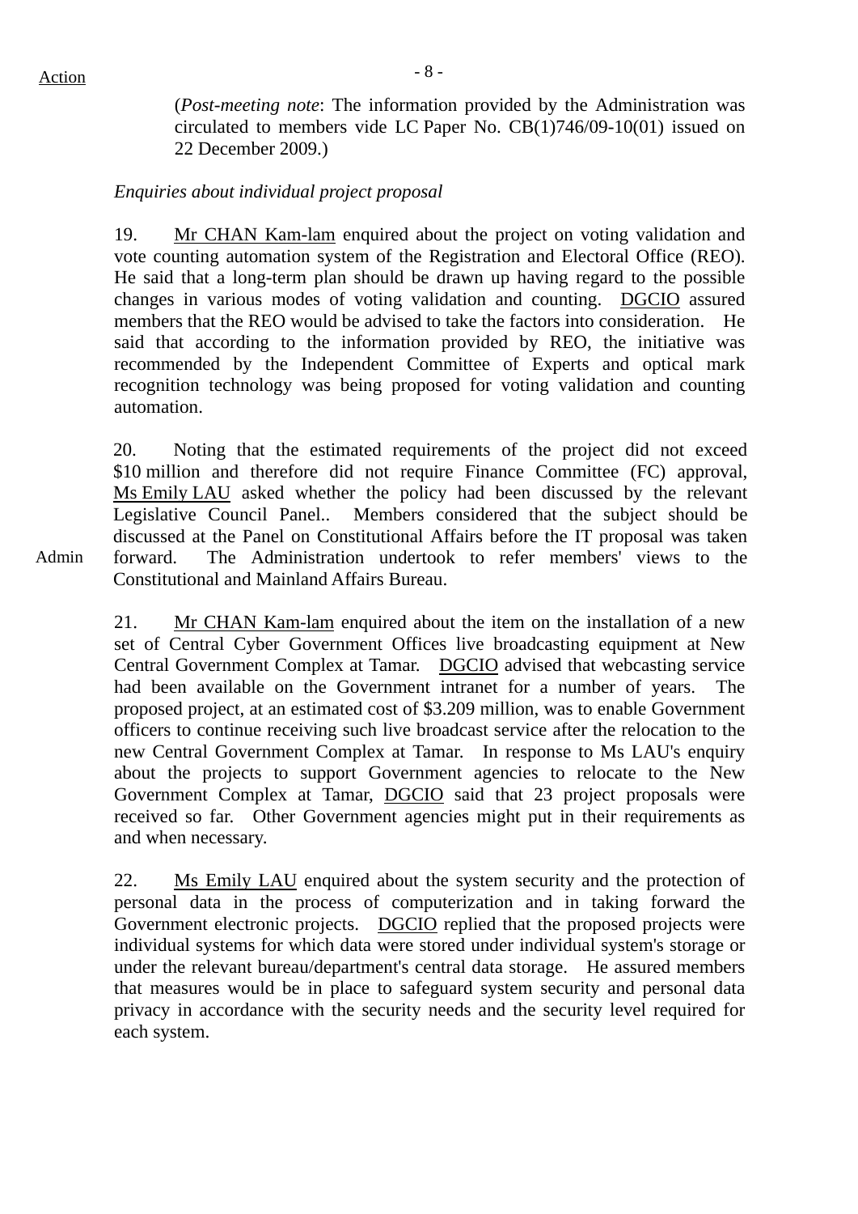Action

(*Post-meeting note*: The information provided by the Administration was circulated to members vide LC Paper No. CB(1)746/09-10(01) issued on 22 December 2009.)

*Enquiries about individual project proposal*

19. Mr CHAN Kam-lam enquired about the project on voting validation and vote counting automation system of the Registration and Electoral Office (REO). He said that a long-term plan should be drawn up having regard to the possible changes in various modes of voting validation and counting. DGCIO assured members that the REO would be advised to take the factors into consideration. He said that according to the information provided by REO, the initiative was recommended by the Independent Committee of Experts and optical mark recognition technology was being proposed for voting validation and counting automation.

20. Noting that the estimated requirements of the project did not exceed $10 million and therefore did not require Finance Committee (FC) approval, Ms Emily LAU asked whether the policy had been discussed by the relevant Legislative Council Panel.. Members considered that the subject should be discussed at the Panel on Constitutional Affairs before the IT proposal was taken forward. The Administration undertook to refer members' views to the Constitutional and Mainland Affairs Bureau.

Admin

21. Mr CHAN Kam-lam enquired about the item on the installation of a new set of Central Cyber Government Offices live broadcasting equipment at New Central Government Complex at Tamar. DGCIO advised that webcasting service had been available on the Government intranet for a number of years. The proposed project, at an estimated cost of $3.209 million, was to enable Government officers to continue receiving such live broadcast service after the relocation to the new Central Government Complex at Tamar. In response to Ms LAU's enquiry about the projects to support Government agencies to relocate to the New Government Complex at Tamar, DGCIO said that 23 project proposals were received so far. Other Government agencies might put in their requirements as and when necessary.

22. Ms Emily LAU enquired about the system security and the protection of personal data in the process of computerization and in taking forward the Government electronic projects. DGCIO replied that the proposed projects were individual systems for which data were stored under individual system's storage or under the relevant bureau/department's central data storage. He assured members that measures would be in place to safeguard system security and personal data privacy in accordance with the security needs and the security level required for each system.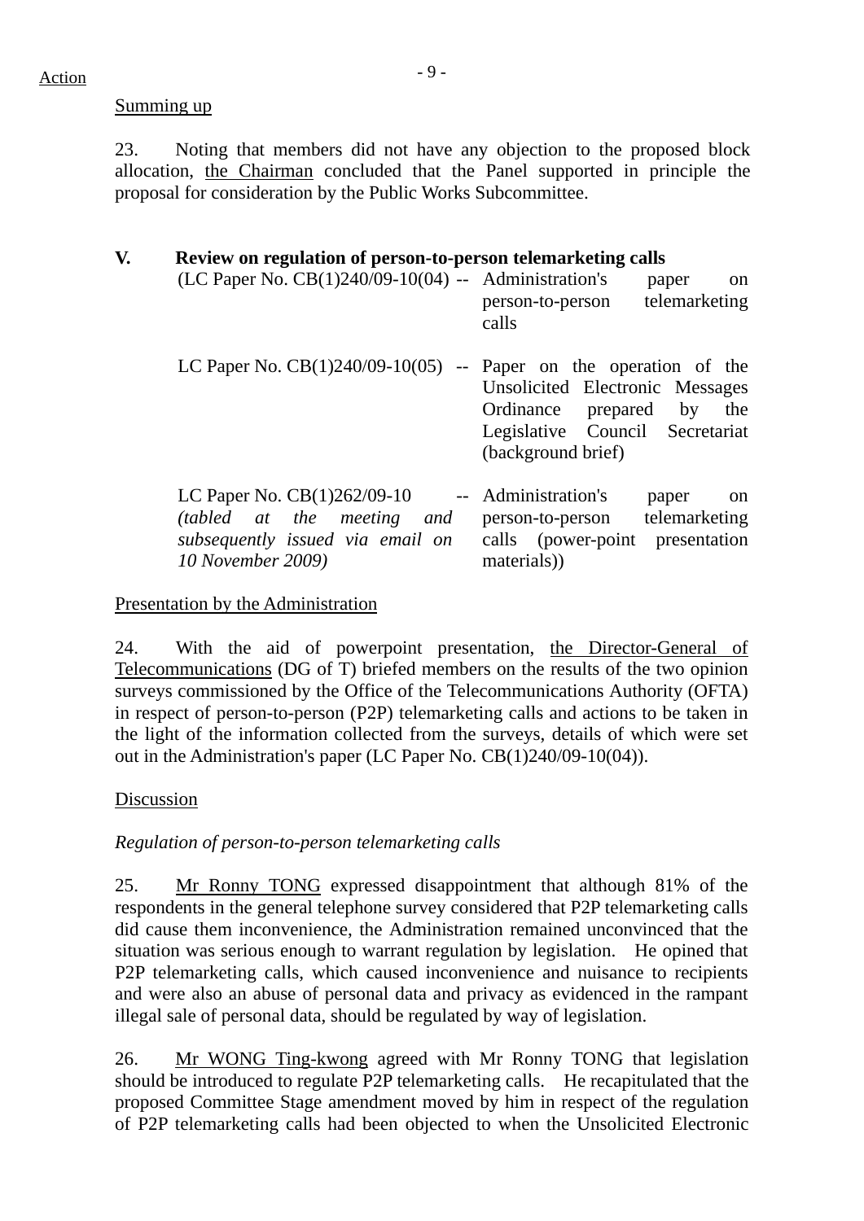Action

Summing up

23. Noting that members did not have any objection to the proposed block allocation, the Chairman concluded that the Panel supported in principle the proposal for consideration by the Public Works Subcommittee.

## V. Review on regulation of person-to-person telemarketing calls

| | |
|---|---|
| (LC Paper No. CB(1)240/09-10(04) | -- Administration's paper on person-to-person telemarketing calls |
| LC Paper No. CB(1)240/09-10(05) | -- Paper on the operation of the Unsolicited Electronic Messages Ordinance prepared by the Legislative Council Secretariat (background brief) |
| LC Paper No. CB(1)262/09-10 *(tabled at the meeting and subsequently issued via email on 10 November 2009)* | -- Administration's paper on person-to-person telemarketing calls (power-point presentation materials)) |

Presentation by the Administration

24. With the aid of powerpoint presentation, the Director-General of Telecommunications (DG of T) briefed members on the results of the two opinion surveys commissioned by the Office of the Telecommunications Authority (OFTA) in respect of person-to-person (P2P) telemarketing calls and actions to be taken in the light of the information collected from the surveys, details of which were set out in the Administration's paper (LC Paper No. CB(1)240/09-10(04)).

Discussion

*Regulation of person-to-person telemarketing calls*

25. Mr Ronny TONG expressed disappointment that although 81% of the respondents in the general telephone survey considered that P2P telemarketing calls did cause them inconvenience, the Administration remained unconvinced that the situation was serious enough to warrant regulation by legislation. He opined that P2P telemarketing calls, which caused inconvenience and nuisance to recipients and were also an abuse of personal data and privacy as evidenced in the rampant illegal sale of personal data, should be regulated by way of legislation.

26. Mr WONG Ting-kwong agreed with Mr Ronny TONG that legislation should be introduced to regulate P2P telemarketing calls. He recapitulated that the proposed Committee Stage amendment moved by him in respect of the regulation of P2P telemarketing calls had been objected to when the Unsolicited Electronic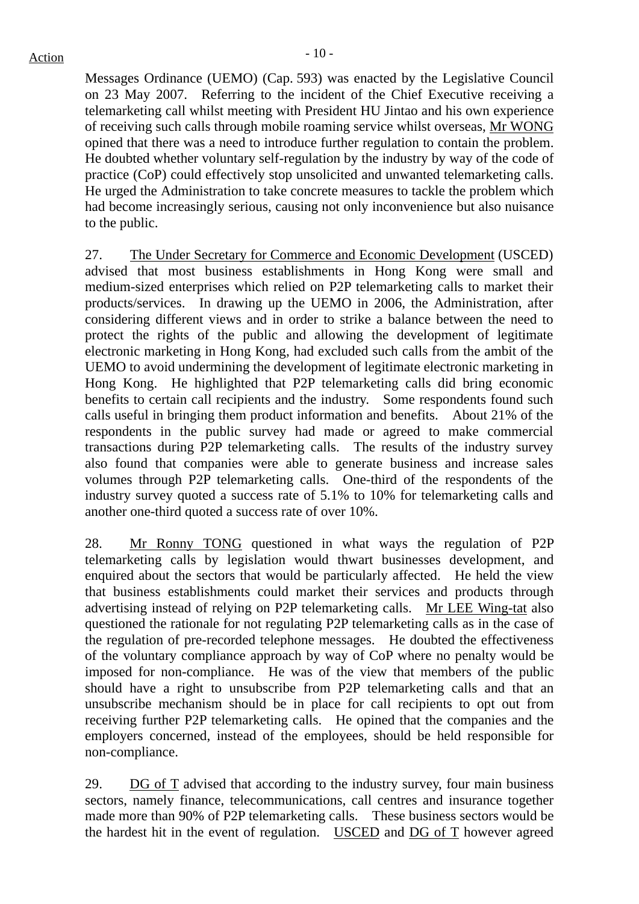Messages Ordinance (UEMO) (Cap. 593) was enacted by the Legislative Council on 23 May 2007. Referring to the incident of the Chief Executive receiving a telemarketing call whilst meeting with President HU Jintao and his own experience of receiving such calls through mobile roaming service whilst overseas, Mr WONG opined that there was a need to introduce further regulation to contain the problem. He doubted whether voluntary self-regulation by the industry by way of the code of practice (CoP) could effectively stop unsolicited and unwanted telemarketing calls. He urged the Administration to take concrete measures to tackle the problem which had become increasingly serious, causing not only inconvenience but also nuisance to the public.

27. The Under Secretary for Commerce and Economic Development (USCED) advised that most business establishments in Hong Kong were small and medium-sized enterprises which relied on P2P telemarketing calls to market their products/services. In drawing up the UEMO in 2006, the Administration, after considering different views and in order to strike a balance between the need to protect the rights of the public and allowing the development of legitimate electronic marketing in Hong Kong, had excluded such calls from the ambit of the UEMO to avoid undermining the development of legitimate electronic marketing in Hong Kong. He highlighted that P2P telemarketing calls did bring economic benefits to certain call recipients and the industry. Some respondents found such calls useful in bringing them product information and benefits. About 21% of the respondents in the public survey had made or agreed to make commercial transactions during P2P telemarketing calls. The results of the industry survey also found that companies were able to generate business and increase sales volumes through P2P telemarketing calls. One-third of the respondents of the industry survey quoted a success rate of 5.1% to 10% for telemarketing calls and another one-third quoted a success rate of over 10%.

28. Mr Ronny TONG questioned in what ways the regulation of P2P telemarketing calls by legislation would thwart businesses development, and enquired about the sectors that would be particularly affected. He held the view that business establishments could market their services and products through advertising instead of relying on P2P telemarketing calls. Mr LEE Wing-tat also questioned the rationale for not regulating P2P telemarketing calls as in the case of the regulation of pre-recorded telephone messages. He doubted the effectiveness of the voluntary compliance approach by way of CoP where no penalty would be imposed for non-compliance. He was of the view that members of the public should have a right to unsubscribe from P2P telemarketing calls and that an unsubscribe mechanism should be in place for call recipients to opt out from receiving further P2P telemarketing calls. He opined that the companies and the employers concerned, instead of the employees, should be held responsible for non-compliance.

29. DG of T advised that according to the industry survey, four main business sectors, namely finance, telecommunications, call centres and insurance together made more than 90% of P2P telemarketing calls. These business sectors would be the hardest hit in the event of regulation. USCED and DG of T however agreed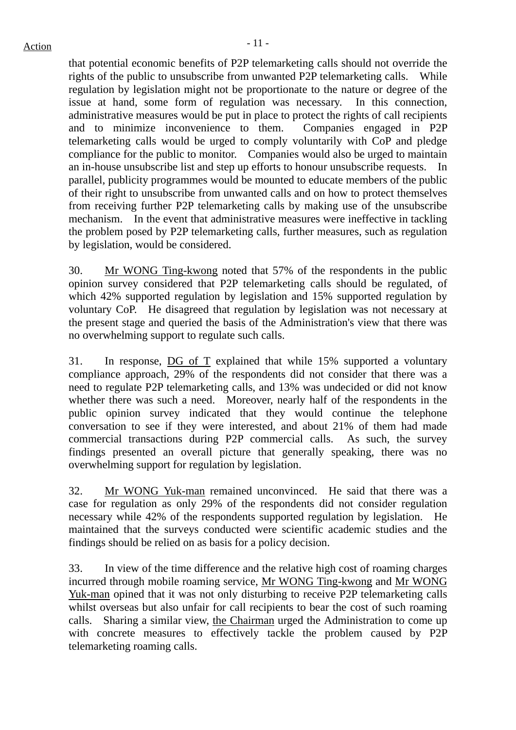that potential economic benefits of P2P telemarketing calls should not override the rights of the public to unsubscribe from unwanted P2P telemarketing calls. While regulation by legislation might not be proportionate to the nature or degree of the issue at hand, some form of regulation was necessary. In this connection, administrative measures would be put in place to protect the rights of call recipients and to minimize inconvenience to them. Companies engaged in P2P telemarketing calls would be urged to comply voluntarily with CoP and pledge compliance for the public to monitor. Companies would also be urged to maintain an in-house unsubscribe list and step up efforts to honour unsubscribe requests. In parallel, publicity programmes would be mounted to educate members of the public of their right to unsubscribe from unwanted calls and on how to protect themselves from receiving further P2P telemarketing calls by making use of the unsubscribe mechanism. In the event that administrative measures were ineffective in tackling the problem posed by P2P telemarketing calls, further measures, such as regulation by legislation, would be considered.

30. Mr WONG Ting-kwong noted that 57% of the respondents in the public opinion survey considered that P2P telemarketing calls should be regulated, of which 42% supported regulation by legislation and 15% supported regulation by voluntary CoP. He disagreed that regulation by legislation was not necessary at the present stage and queried the basis of the Administration's view that there was no overwhelming support to regulate such calls.

31. In response, DG of T explained that while 15% supported a voluntary compliance approach, 29% of the respondents did not consider that there was a need to regulate P2P telemarketing calls, and 13% was undecided or did not know whether there was such a need. Moreover, nearly half of the respondents in the public opinion survey indicated that they would continue the telephone conversation to see if they were interested, and about 21% of them had made commercial transactions during P2P commercial calls. As such, the survey findings presented an overall picture that generally speaking, there was no overwhelming support for regulation by legislation.

32. Mr WONG Yuk-man remained unconvinced. He said that there was a case for regulation as only 29% of the respondents did not consider regulation necessary while 42% of the respondents supported regulation by legislation. He maintained that the surveys conducted were scientific academic studies and the findings should be relied on as basis for a policy decision.

33. In view of the time difference and the relative high cost of roaming charges incurred through mobile roaming service, Mr WONG Ting-kwong and Mr WONG Yuk-man opined that it was not only disturbing to receive P2P telemarketing calls whilst overseas but also unfair for call recipients to bear the cost of such roaming calls. Sharing a similar view, the Chairman urged the Administration to come up with concrete measures to effectively tackle the problem caused by P2P telemarketing roaming calls.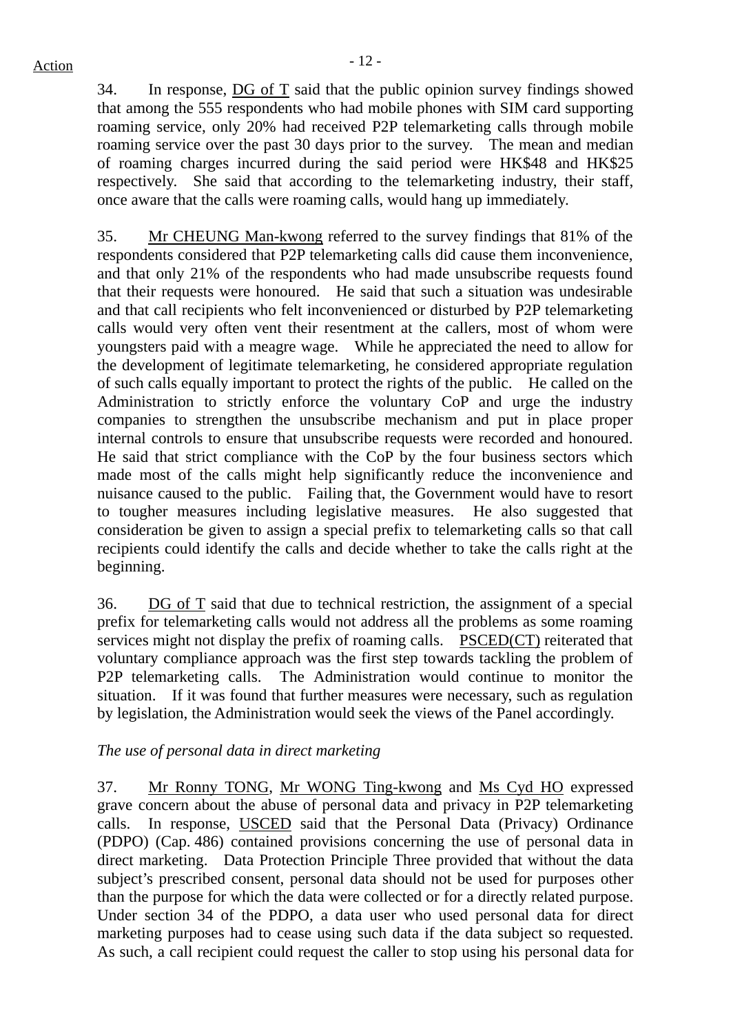34. In response, DG of T said that the public opinion survey findings showed that among the 555 respondents who had mobile phones with SIM card supporting roaming service, only 20% had received P2P telemarketing calls through mobile roaming service over the past 30 days prior to the survey. The mean and median of roaming charges incurred during the said period were HK$48 and HK$25 respectively. She said that according to the telemarketing industry, their staff, once aware that the calls were roaming calls, would hang up immediately.

35. Mr CHEUNG Man-kwong referred to the survey findings that 81% of the respondents considered that P2P telemarketing calls did cause them inconvenience, and that only 21% of the respondents who had made unsubscribe requests found that their requests were honoured. He said that such a situation was undesirable and that call recipients who felt inconvenienced or disturbed by P2P telemarketing calls would very often vent their resentment at the callers, most of whom were youngsters paid with a meagre wage. While he appreciated the need to allow for the development of legitimate telemarketing, he considered appropriate regulation of such calls equally important to protect the rights of the public. He called on the Administration to strictly enforce the voluntary CoP and urge the industry companies to strengthen the unsubscribe mechanism and put in place proper internal controls to ensure that unsubscribe requests were recorded and honoured. He said that strict compliance with the CoP by the four business sectors which made most of the calls might help significantly reduce the inconvenience and nuisance caused to the public. Failing that, the Government would have to resort to tougher measures including legislative measures. He also suggested that consideration be given to assign a special prefix to telemarketing calls so that call recipients could identify the calls and decide whether to take the calls right at the beginning.

36. DG of T said that due to technical restriction, the assignment of a special prefix for telemarketing calls would not address all the problems as some roaming services might not display the prefix of roaming calls. PSCED(CT) reiterated that voluntary compliance approach was the first step towards tackling the problem of P2P telemarketing calls. The Administration would continue to monitor the situation. If it was found that further measures were necessary, such as regulation by legislation, the Administration would seek the views of the Panel accordingly.

*The use of personal data in direct marketing*

37. Mr Ronny TONG, Mr WONG Ting-kwong and Ms Cyd HO expressed grave concern about the abuse of personal data and privacy in P2P telemarketing calls. In response, USCED said that the Personal Data (Privacy) Ordinance (PDPO) (Cap. 486) contained provisions concerning the use of personal data in direct marketing. Data Protection Principle Three provided that without the data subject's prescribed consent, personal data should not be used for purposes other than the purpose for which the data were collected or for a directly related purpose. Under section 34 of the PDPO, a data user who used personal data for direct marketing purposes had to cease using such data if the data subject so requested. As such, a call recipient could request the caller to stop using his personal data for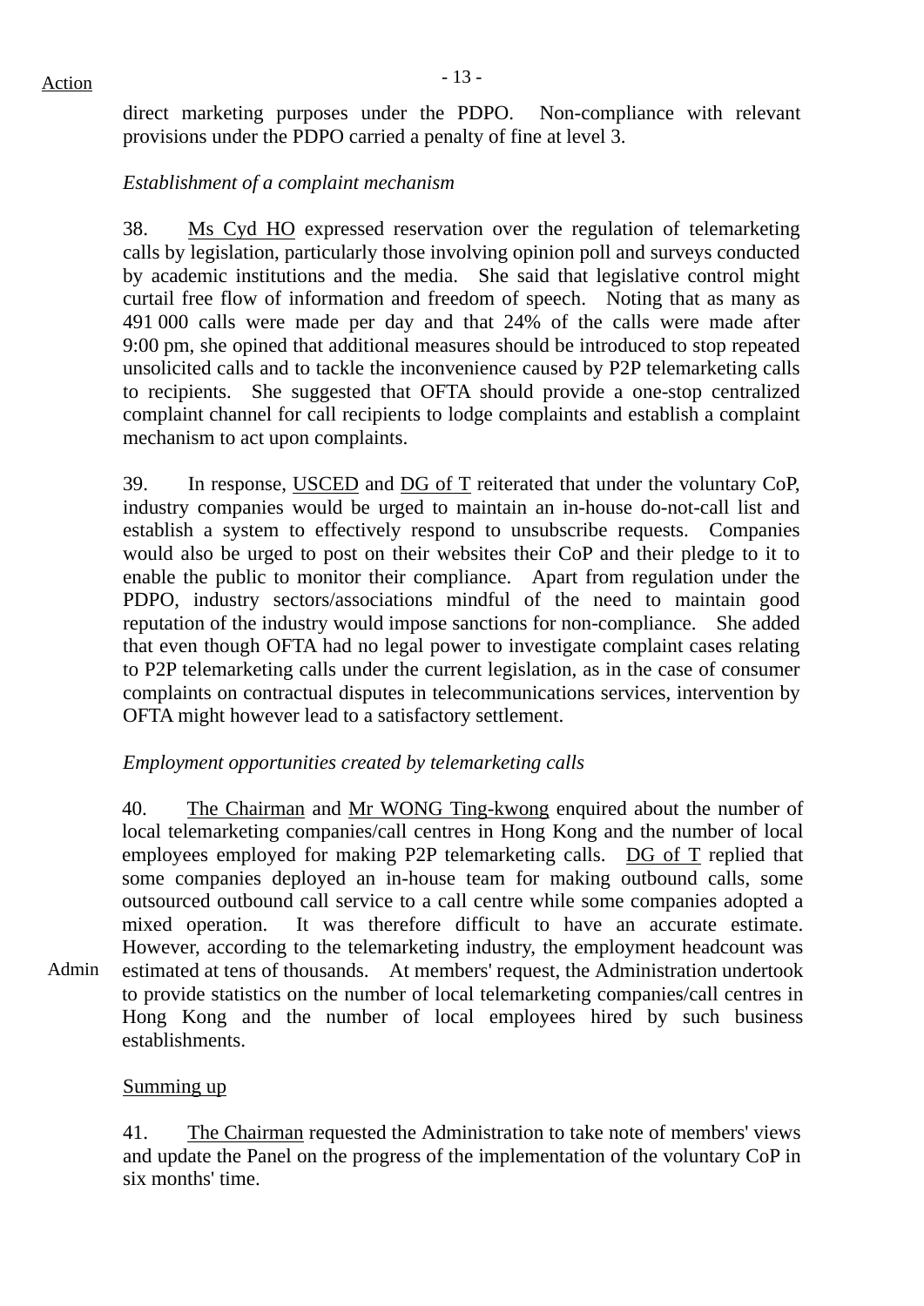direct marketing purposes under the PDPO. Non-compliance with relevant provisions under the PDPO carried a penalty of fine at level 3.

*Establishment of a complaint mechanism*

38. Ms Cyd HO expressed reservation over the regulation of telemarketing calls by legislation, particularly those involving opinion poll and surveys conducted by academic institutions and the media. She said that legislative control might curtail free flow of information and freedom of speech. Noting that as many as 491 000 calls were made per day and that 24% of the calls were made after 9:00 pm, she opined that additional measures should be introduced to stop repeated unsolicited calls and to tackle the inconvenience caused by P2P telemarketing calls to recipients. She suggested that OFTA should provide a one-stop centralized complaint channel for call recipients to lodge complaints and establish a complaint mechanism to act upon complaints.

39. In response, USCED and DG of T reiterated that under the voluntary CoP, industry companies would be urged to maintain an in-house do-not-call list and establish a system to effectively respond to unsubscribe requests. Companies would also be urged to post on their websites their CoP and their pledge to it to enable the public to monitor their compliance. Apart from regulation under the PDPO, industry sectors/associations mindful of the need to maintain good reputation of the industry would impose sanctions for non-compliance. She added that even though OFTA had no legal power to investigate complaint cases relating to P2P telemarketing calls under the current legislation, as in the case of consumer complaints on contractual disputes in telecommunications services, intervention by OFTA might however lead to a satisfactory settlement.

*Employment opportunities created by telemarketing calls*

40. The Chairman and Mr WONG Ting-kwong enquired about the number of local telemarketing companies/call centres in Hong Kong and the number of local employees employed for making P2P telemarketing calls. DG of T replied that some companies deployed an in-house team for making outbound calls, some outsourced outbound call service to a call centre while some companies adopted a mixed operation. It was therefore difficult to have an accurate estimate. However, according to the telemarketing industry, the employment headcount was estimated at tens of thousands. At members' request, the Administration undertook to provide statistics on the number of local telemarketing companies/call centres in Hong Kong and the number of local employees hired by such business establishments.

Action: Admin

Summing up

41. The Chairman requested the Administration to take note of members' views and update the Panel on the progress of the implementation of the voluntary CoP in six months' time.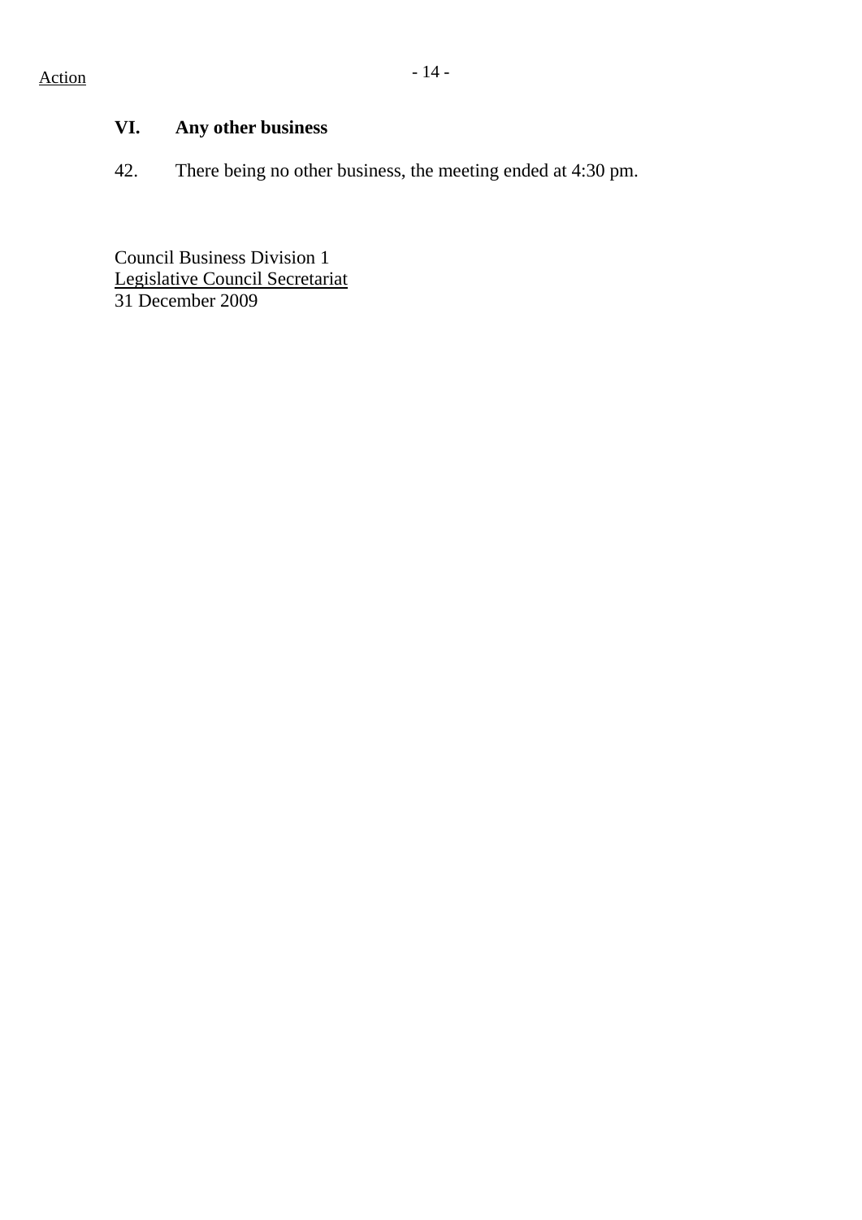Action

## VI. Any other business

42. There being no other business, the meeting ended at 4:30 pm.

Council Business Division 1
Legislative Council Secretariat
31 December 2009